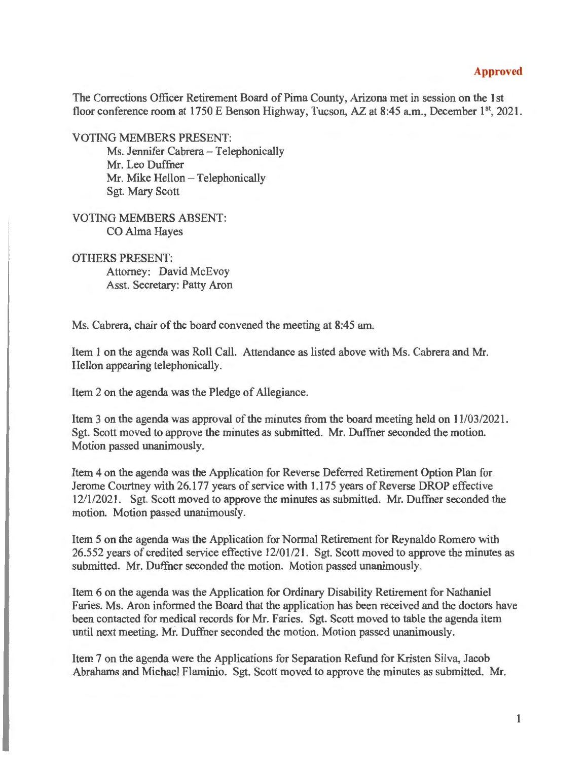**Approved**

The Corrections Officer Retirement Board of Pima County, Arizona met in session on the 1st floor conference room at 1750 E Benson Highway, Tucson, AZ at 8:45 a.m., December 1st, 2021.

VOTING MEMBERS PRESENT:

Ms. Jennifer Cabrera – Telephonically
Mr. Leo Duffner
Mr. Mike Hellon – Telephonically
Sgt. Mary Scott

VOTING MEMBERS ABSENT:

CO Alma Hayes

OTHERS PRESENT:

Attorney: David McEvoy
Asst. Secretary: Patty Aron

Ms. Cabrera, chair of the board convened the meeting at 8:45 am.

Item 1 on the agenda was Roll Call. Attendance as listed above with Ms. Cabrera and Mr. Hellon appearing telephonically.

Item 2 on the agenda was the Pledge of Allegiance.

Item 3 on the agenda was approval of the minutes from the board meeting held on 11/03/2021. Sgt. Scott moved to approve the minutes as submitted. Mr. Duffner seconded the motion. Motion passed unanimously.

Item 4 on the agenda was the Application for Reverse Deferred Retirement Option Plan for Jerome Courtney with 26.177 years of service with 1.175 years of Reverse DROP effective 12/1/2021. Sgt. Scott moved to approve the minutes as submitted. Mr. Duffner seconded the motion. Motion passed unanimously.

Item 5 on the agenda was the Application for Normal Retirement for Reynaldo Romero with 26.552 years of credited service effective 12/01/21. Sgt. Scott moved to approve the minutes as submitted. Mr. Duffner seconded the motion. Motion passed unanimously.

Item 6 on the agenda was the Application for Ordinary Disability Retirement for Nathaniel Faries. Ms. Aron informed the Board that the application has been received and the doctors have been contacted for medical records for Mr. Faries. Sgt. Scott moved to table the agenda item until next meeting. Mr. Duffner seconded the motion. Motion passed unanimously.

Item 7 on the agenda were the Applications for Separation Refund for Kristen Silva, Jacob Abrahams and Michael Flaminio. Sgt. Scott moved to approve the minutes as submitted. Mr.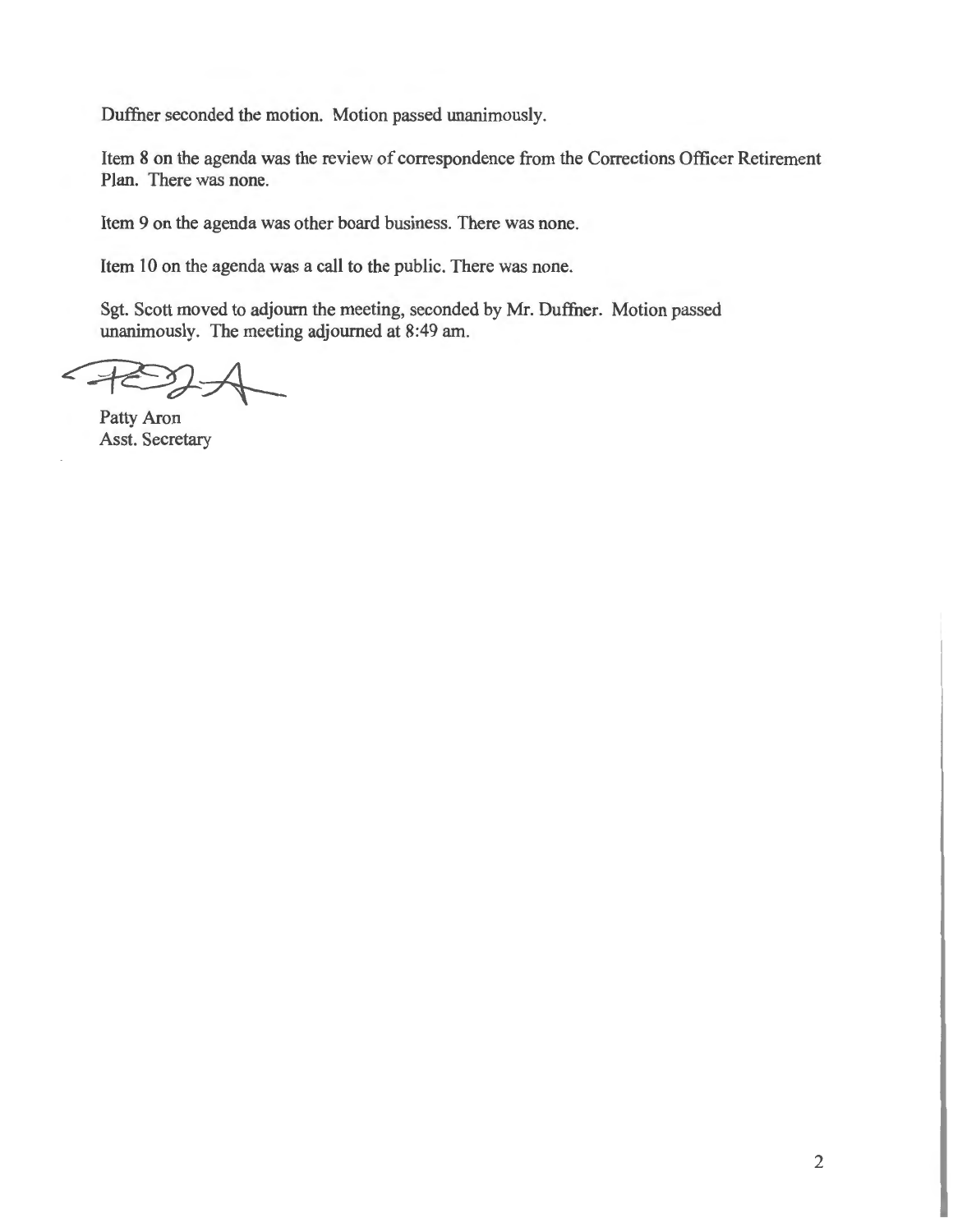Duffner seconded the motion. Motion passed unanimously.

Item 8 on the agenda was the review of correspondence from the Corrections Officer Retirement Plan. There was none.

Item 9 on the agenda was other board business. There was none.

Item 10 on the agenda was a call to the public. There was none.

Sgt. Scott moved to adjourn the meeting, seconded by Mr. Duffner. Motion passed unanimously. The meeting adjourned at 8:49 am.

Patty Aron
Asst. Secretary